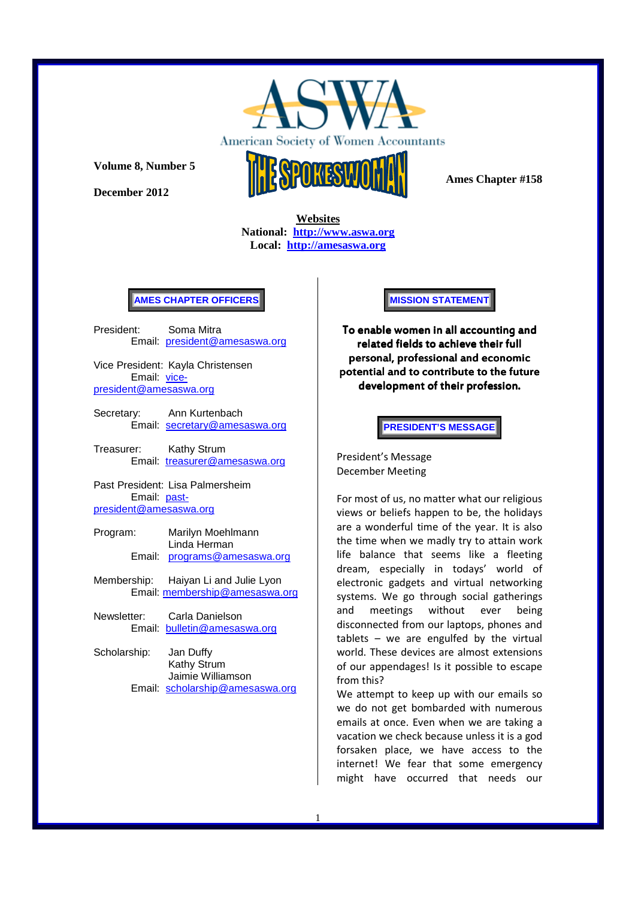# ASWA

American Society of Women Accountants

**Volume 8, Number 5**

**December 2012**

# THE SPOKESWOMAN

**Ames Chapter #158**

**Websites**

**National: http://www.aswa.org**

**Local: http://amesaswa.org**

## AMES CHAPTER OFFICERS

President: Soma Mitra
Email: president@amesaswa.org

Vice President: Kayla Christensen
Email: vice-president@amesaswa.org

Secretary: Ann Kurtenbach
Email: secretary@amesaswa.org

Treasurer: Kathy Strum
Email: treasurer@amesaswa.org

Past President: Lisa Palmersheim
Email: past-president@amesaswa.org

Program: Marilyn Moehlmann, Linda Herman
Email: programs@amesaswa.org

Membership: Haiyan Li and Julie Lyon
Email: membership@amesaswa.org

Newsletter: Carla Danielson
Email: bulletin@amesaswa.org

Scholarship: Jan Duffy, Kathy Strum, Jaimie Williamson
Email: scholarship@amesaswa.org

## MISSION STATEMENT

**To enable women in all accounting and related fields to achieve their full personal, professional and economic potential and to contribute to the future development of their profession.**

## PRESIDENT'S MESSAGE

President's Message
December Meeting

For most of us, no matter what our religious views or beliefs happen to be, the holidays are a wonderful time of the year. It is also the time when we madly try to attain work life balance that seems like a fleeting dream, especially in todays' world of electronic gadgets and virtual networking systems. We go through social gatherings and meetings without ever being disconnected from our laptops, phones and tablets – we are engulfed by the virtual world. These devices are almost extensions of our appendages! Is it possible to escape from this?
We attempt to keep up with our emails so we do not get bombarded with numerous emails at once. Even when we are taking a vacation we check because unless it is a god forsaken place, we have access to the internet! We fear that some emergency might have occurred that needs our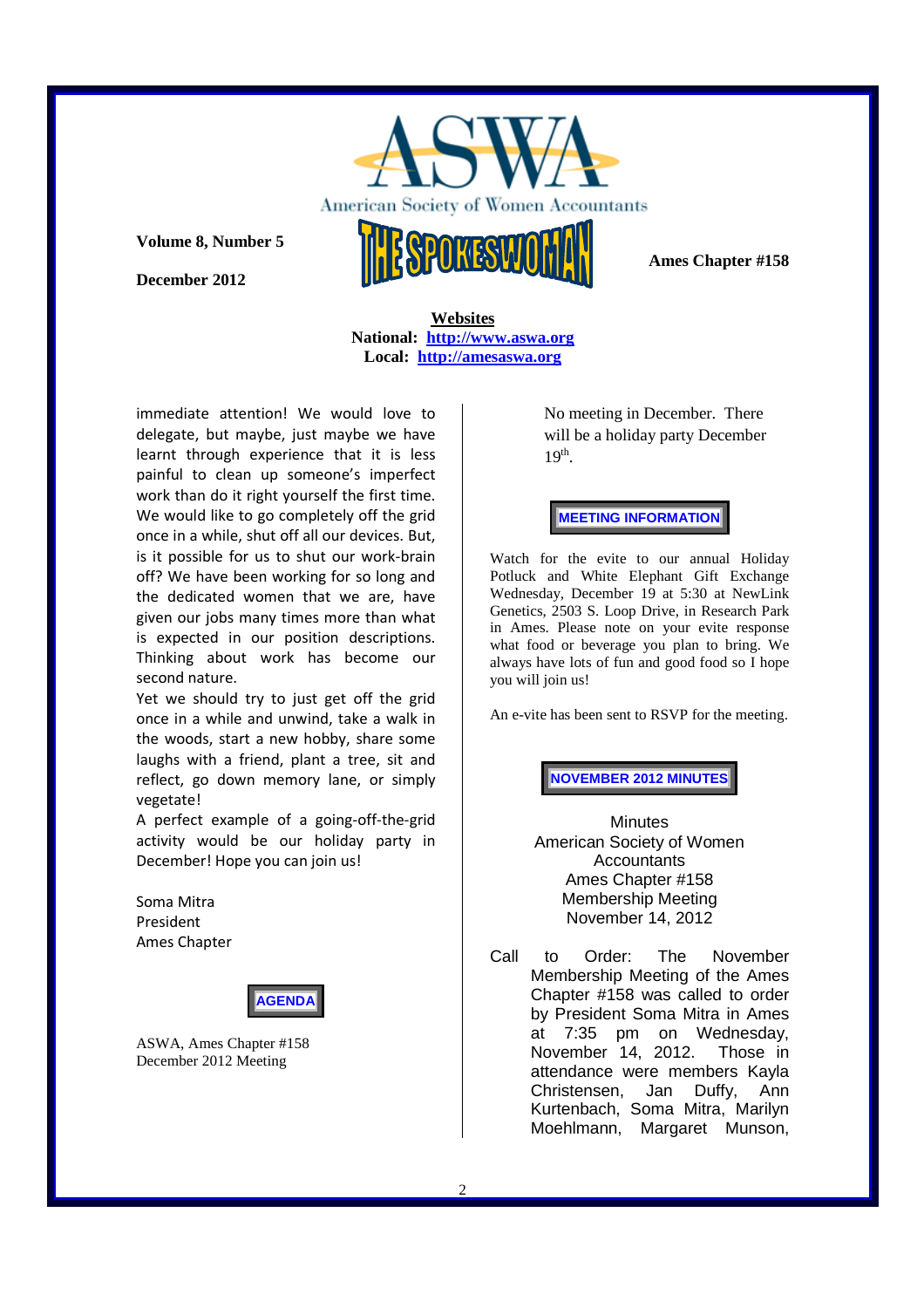# ASWA

American Society of Women Accountants

**Volume 8, Number 5**

**December 2012**

# THE SPOKESWOMAN

**Ames Chapter #158**

**Websites**

**National: http://www.aswa.org**

**Local: http://amesaswa.org**

immediate attention! We would love to delegate, but maybe, just maybe we have learnt through experience that it is less painful to clean up someone's imperfect work than do it right yourself the first time. We would like to go completely off the grid once in a while, shut off all our devices. But, is it possible for us to shut our work-brain off? We have been working for so long and the dedicated women that we are, have given our jobs many times more than what is expected in our position descriptions. Thinking about work has become our second nature.

Yet we should try to just get off the grid once in a while and unwind, take a walk in the woods, start a new hobby, share some laughs with a friend, plant a tree, sit and reflect, go down memory lane, or simply vegetate!

A perfect example of a going-off-the-grid activity would be our holiday party in December! Hope you can join us!

Soma Mitra
President
Ames Chapter

## AGENDA

ASWA, Ames Chapter #158
December 2012 Meeting

No meeting in December. There will be a holiday party December 19th.

## MEETING INFORMATION

Watch for the evite to our annual Holiday Potluck and White Elephant Gift Exchange Wednesday, December 19 at 5:30 at NewLink Genetics, 2503 S. Loop Drive, in Research Park in Ames. Please note on your evite response what food or beverage you plan to bring. We always have lots of fun and good food so I hope you will join us!

An e-vite has been sent to RSVP for the meeting.

## NOVEMBER 2012 MINUTES

Minutes
American Society of Women Accountants
Ames Chapter #158
Membership Meeting
November 14, 2012

Call to Order: The November Membership Meeting of the Ames Chapter #158 was called to order by President Soma Mitra in Ames at 7:35 pm on Wednesday, November 14, 2012. Those in attendance were members Kayla Christensen, Jan Duffy, Ann Kurtenbach, Soma Mitra, Marilyn Moehlmann, Margaret Munson,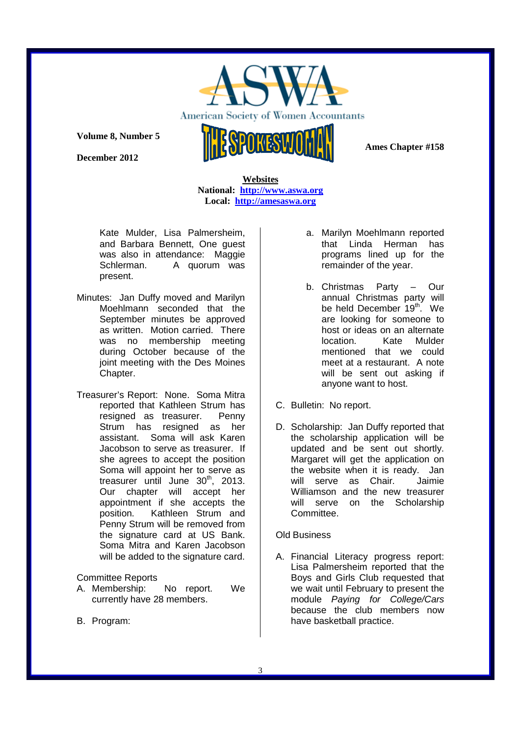Kate Mulder, Lisa Palmersheim, and Barbara Bennett, One guest was also in attendance: Maggie Schlerman. A quorum was present.

Minutes: Jan Duffy moved and Marilyn Moehlmann seconded that the September minutes be approved as written. Motion carried. There was no membership meeting during October because of the joint meeting with the Des Moines Chapter.

Treasurer's Report: None. Soma Mitra reported that Kathleen Strum has resigned as treasurer. Penny Strum has resigned as her assistant. Soma will ask Karen Jacobson to serve as treasurer. If she agrees to accept the position Soma will appoint her to serve as treasurer until June 30th, 2013. Our chapter will accept her appointment if she accepts the position. Kathleen Strum and Penny Strum will be removed from the signature card at US Bank. Soma Mitra and Karen Jacobson will be added to the signature card.

Committee Reports

A. Membership: No report. We currently have 28 members.

B. Program:

   a. Marilyn Moehlmann reported that Linda Herman has programs lined up for the remainder of the year.

   b. Christmas Party – Our annual Christmas party will be held December 19th. We are looking for someone to host or ideas on an alternate location. Kate Mulder mentioned that we could meet at a restaurant. A note will be sent out asking if anyone want to host.

C. Bulletin: No report.

D. Scholarship: Jan Duffy reported that the scholarship application will be updated and be sent out shortly. Margaret will get the application on the website when it is ready. Jan will serve as Chair. Jaimie Williamson and the new treasurer will serve on the Scholarship Committee.

Old Business

A. Financial Literacy progress report: Lisa Palmersheim reported that the Boys and Girls Club requested that we wait until February to present the module *Paying for College/Cars* because the club members now have basketball practice.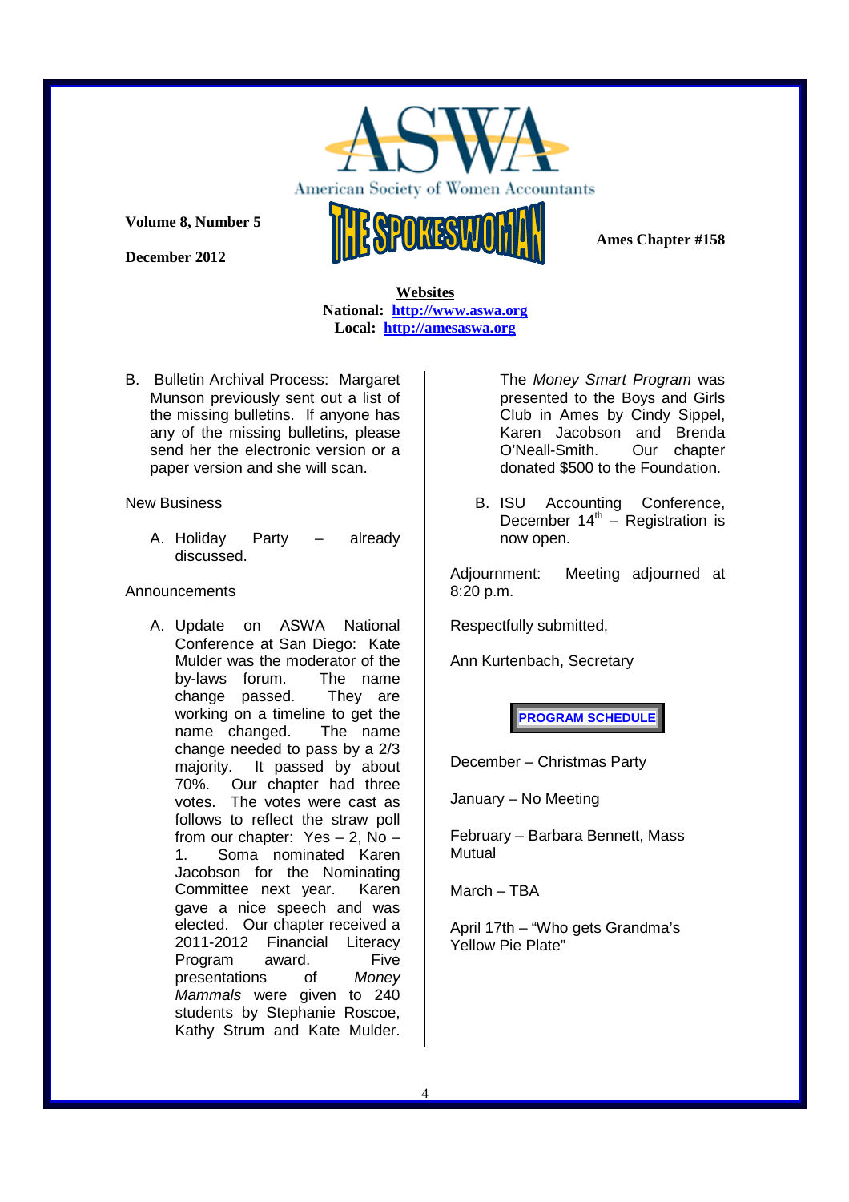**Volume 8, Number 5**

**December 2012**

**Ames Chapter #158**

**Websites**
**National: http://www.aswa.org**
**Local: http://amesaswa.org**

B. Bulletin Archival Process: Margaret Munson previously sent out a list of the missing bulletins. If anyone has any of the missing bulletins, please send her the electronic version or a paper version and she will scan.

New Business

A. Holiday Party – already discussed.

Announcements

A. Update on ASWA National Conference at San Diego: Kate Mulder was the moderator of the by-laws forum. The name change passed. They are working on a timeline to get the name changed. The name change needed to pass by a 2/3 majority. It passed by about 70%. Our chapter had three votes. The votes were cast as follows to reflect the straw poll from our chapter: Yes – 2, No – 1. Soma nominated Karen Jacobson for the Nominating Committee next year. Karen gave a nice speech and was elected. Our chapter received a 2011-2012 Financial Literacy Program award. Five presentations of *Money Mammals* were given to 240 students by Stephanie Roscoe, Kathy Strum and Kate Mulder. The *Money Smart Program* was presented to the Boys and Girls Club in Ames by Cindy Sippel, Karen Jacobson and Brenda O'Neall-Smith. Our chapter donated $500 to the Foundation.

B. ISU Accounting Conference, December 14th – Registration is now open.

Adjournment: Meeting adjourned at 8:20 p.m.

Respectfully submitted,

Ann Kurtenbach, Secretary

**PROGRAM SCHEDULE**

December – Christmas Party

January – No Meeting

February – Barbara Bennett, Mass Mutual

March – TBA

April 17th – "Who gets Grandma's Yellow Pie Plate"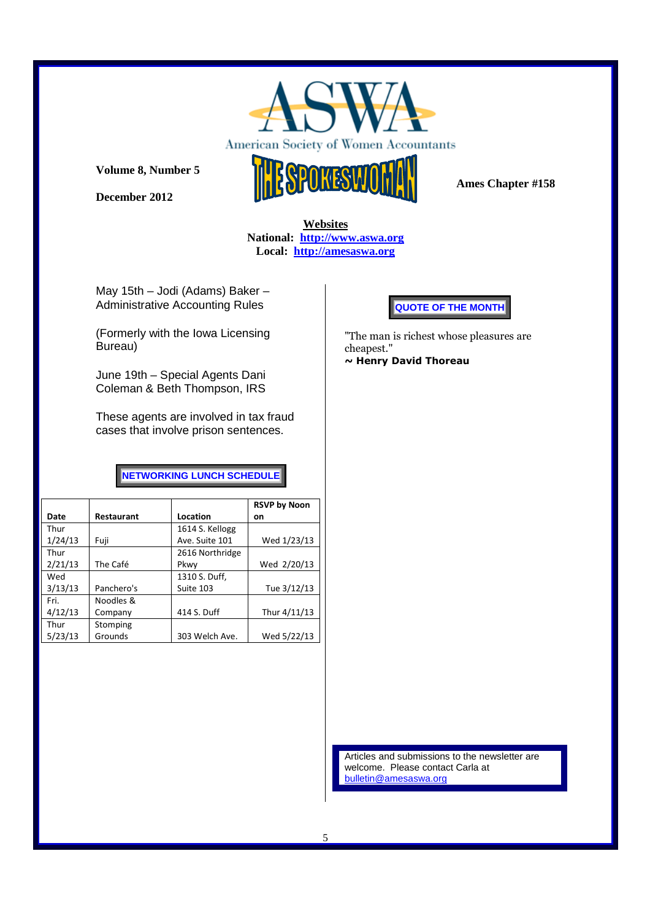American Society of Women Accountants

# THE SPOKESWOMAN

**Volume 8, Number 5**

**December 2012**

**Ames Chapter #158**

**Websites**
**National: http://www.aswa.org**
**Local: http://amesaswa.org**

May 15th – Jodi (Adams) Baker – Administrative Accounting Rules

(Formerly with the Iowa Licensing Bureau)

June 19th – Special Agents Dani Coleman & Beth Thompson, IRS

These agents are involved in tax fraud cases that involve prison sentences.

**NETWORKING LUNCH SCHEDULE**

| Date | Restaurant | Location | RSVP by Noon on |
|---|---|---|---|
| Thur 1/24/13 | Fuji | 1614 S. Kellogg Ave. Suite 101 | Wed 1/23/13 |
| Thur 2/21/13 | The Café | 2616 Northridge Pkwy | Wed 2/20/13 |
| Wed 3/13/13 | Panchero's | 1310 S. Duff, Suite 103 | Tue 3/12/13 |
| Fri. 4/12/13 | Noodles & Company | 414 S. Duff | Thur 4/11/13 |
| Thur 5/23/13 | Stomping Grounds | 303 Welch Ave. | Wed 5/22/13 |

**QUOTE OF THE MONTH**

"The man is richest whose pleasures are cheapest."
**~ Henry David Thoreau**

Articles and submissions to the newsletter are welcome. Please contact Carla at bulletin@amesaswa.org